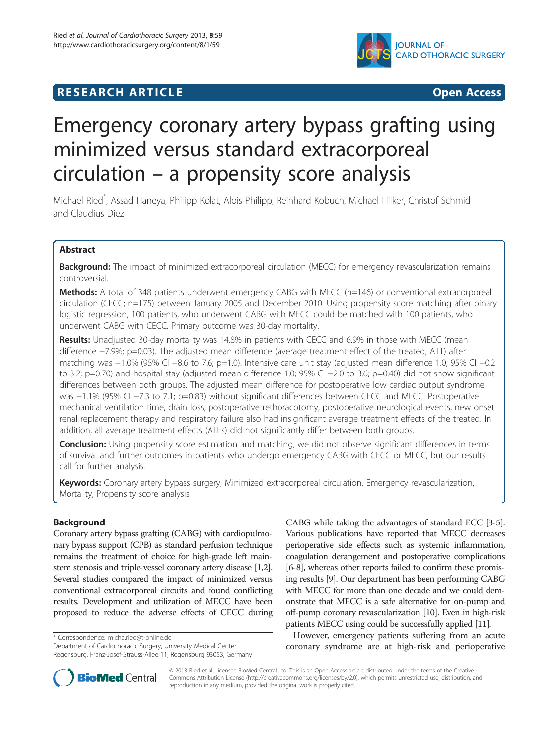**RESEARCH ARTICLE** **Open Access**

# Emergency coronary artery bypass grafting using minimized versus standard extracorporeal circulation – a propensity score analysis

Michael Ried*, Assad Haneya, Philipp Kolat, Alois Philipp, Reinhard Kobuch, Michael Hilker, Christof Schmid and Claudius Diez

## Abstract

**Background:** The impact of minimized extracorporeal circulation (MECC) for emergency revascularization remains controversial.

**Methods:** A total of 348 patients underwent emergency CABG with MECC (n=146) or conventional extracorporeal circulation (CECC; n=175) between January 2005 and December 2010. Using propensity score matching after binary logistic regression, 100 patients, who underwent CABG with MECC could be matched with 100 patients, who underwent CABG with CECC. Primary outcome was 30-day mortality.

**Results:** Unadjusted 30-day mortality was 14.8% in patients with CECC and 6.9% in those with MECC (mean difference −7.9%; p=0.03). The adjusted mean difference (average treatment effect of the treated, ATT) after matching was −1.0% (95% CI −8.6 to 7.6; p=1.0). Intensive care unit stay (adjusted mean difference 1.0; 95% CI −0.2 to 3.2; p=0.70) and hospital stay (adjusted mean difference 1.0; 95% CI −2.0 to 3.6; p=0.40) did not show significant differences between both groups. The adjusted mean difference for postoperative low cardiac output syndrome was −1.1% (95% CI −7.3 to 7.1; p=0.83) without significant differences between CECC and MECC. Postoperative mechanical ventilation time, drain loss, postoperative rethoracotomy, postoperative neurological events, new onset renal replacement therapy and respiratory failure also had insignificant average treatment effects of the treated. In addition, all average treatment effects (ATEs) did not significantly differ between both groups.

**Conclusion:** Using propensity score estimation and matching, we did not observe significant differences in terms of survival and further outcomes in patients who undergo emergency CABG with CECC or MECC, but our results call for further analysis.

**Keywords:** Coronary artery bypass surgery, Minimized extracorporeal circulation, Emergency revascularization, Mortality, Propensity score analysis

## Background

Coronary artery bypass grafting (CABG) with cardiopulmonary bypass support (CPB) as standard perfusion technique remains the treatment of choice for high-grade left mainstem stenosis and triple-vessel coronary artery disease [1,2]. Several studies compared the impact of minimized versus conventional extracorporeal circuits and found conflicting results. Development and utilization of MECC have been proposed to reduce the adverse effects of CECC during CABG while taking the advantages of standard ECC [3-5]. Various publications have reported that MECC decreases perioperative side effects such as systemic inflammation, coagulation derangement and postoperative complications [6-8], whereas other reports failed to confirm these promising results [9]. Our department has been performing CABG with MECC for more than one decade and we could demonstrate that MECC is a safe alternative for on-pump and off-pump coronary revascularization [10]. Even in high-risk patients MECC using could be successfully applied [11].

However, emergency patients suffering from an acute coronary syndrome are at high-risk and perioperative

* Correspondence: micha.ried@t-online.de
Department of Cardiothoracic Surgery, University Medical Center Regensburg, Franz-Josef-Strauss-Allee 11, Regensburg 93053, Germany

© 2013 Ried et al.; licensee BioMed Central Ltd. This is an Open Access article distributed under the terms of the Creative Commons Attribution License (http://creativecommons.org/licenses/by/2.0), which permits unrestricted use, distribution, and reproduction in any medium, provided the original work is properly cited.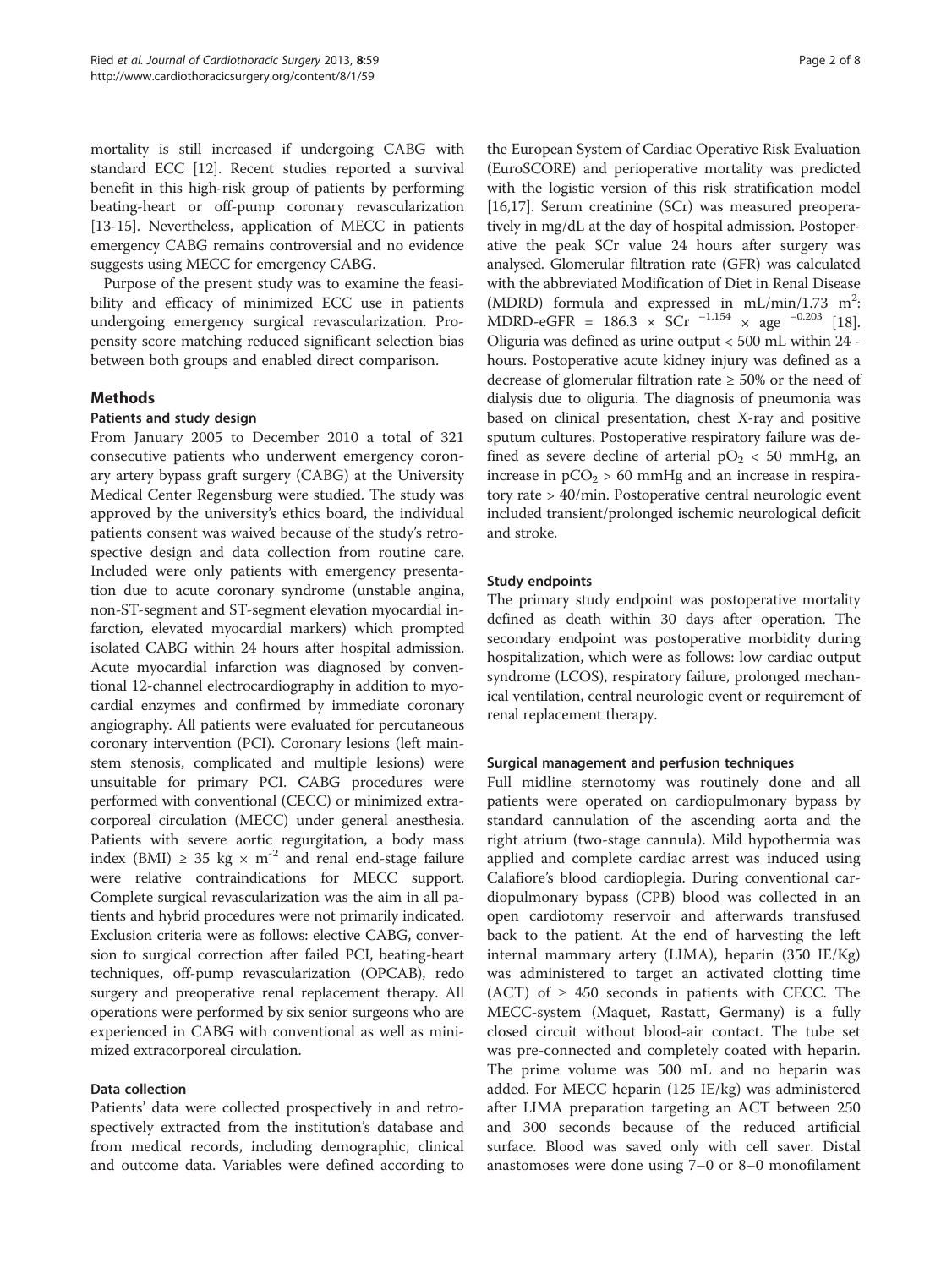mortality is still increased if undergoing CABG with standard ECC [12]. Recent studies reported a survival benefit in this high-risk group of patients by performing beating-heart or off-pump coronary revascularization [13-15]. Nevertheless, application of MECC in patients emergency CABG remains controversial and no evidence suggests using MECC for emergency CABG.

Purpose of the present study was to examine the feasibility and efficacy of minimized ECC use in patients undergoing emergency surgical revascularization. Propensity score matching reduced significant selection bias between both groups and enabled direct comparison.

## Methods

### Patients and study design

From January 2005 to December 2010 a total of 321 consecutive patients who underwent emergency coronary artery bypass graft surgery (CABG) at the University Medical Center Regensburg were studied. The study was approved by the university's ethics board, the individual patients consent was waived because of the study's retrospective design and data collection from routine care. Included were only patients with emergency presentation due to acute coronary syndrome (unstable angina, non-ST-segment and ST-segment elevation myocardial infarction, elevated myocardial markers) which prompted isolated CABG within 24 hours after hospital admission. Acute myocardial infarction was diagnosed by conventional 12-channel electrocardiography in addition to myocardial enzymes and confirmed by immediate coronary angiography. All patients were evaluated for percutaneous coronary intervention (PCI). Coronary lesions (left main-stem stenosis, complicated and multiple lesions) were unsuitable for primary PCI. CABG procedures were performed with conventional (CECC) or minimized extracorporeal circulation (MECC) under general anesthesia. Patients with severe aortic regurgitation, a body mass index (BMI) ≥ 35 kg × $m^{-2}$ and renal end-stage failure were relative contraindications for MECC support. Complete surgical revascularization was the aim in all patients and hybrid procedures were not primarily indicated. Exclusion criteria were as follows: elective CABG, conversion to surgical correction after failed PCI, beating-heart techniques, off-pump revascularization (OPCAB), redo surgery and preoperative renal replacement therapy. All operations were performed by six senior surgeons who are experienced in CABG with conventional as well as minimized extracorporeal circulation.

### Data collection

Patients' data were collected prospectively in and retrospectively extracted from the institution's database and from medical records, including demographic, clinical and outcome data. Variables were defined according to the European System of Cardiac Operative Risk Evaluation (EuroSCORE) and perioperative mortality was predicted with the logistic version of this risk stratification model [16,17]. Serum creatinine (SCr) was measured preoperatively in mg/dL at the day of hospital admission. Postoperative the peak SCr value 24 hours after surgery was analysed. Glomerular filtration rate (GFR) was calculated with the abbreviated Modification of Diet in Renal Disease (MDRD) formula and expressed in mL/min/1.73 $m^2$: MDRD-eGFR = $186.3 \times SCr^{-1.154} \times age^{-0.203}$ [18]. Oliguria was defined as urine output < 500 mL within 24 - hours. Postoperative acute kidney injury was defined as a decrease of glomerular filtration rate ≥ 50% or the need of dialysis due to oliguria. The diagnosis of pneumonia was based on clinical presentation, chest X-ray and positive sputum cultures. Postoperative respiratory failure was defined as severe decline of arterial $pO_2$ < 50 mmHg, an increase in $pCO_2$ > 60 mmHg and an increase in respiratory rate > 40/min. Postoperative central neurologic event included transient/prolonged ischemic neurological deficit and stroke.

### Study endpoints

The primary study endpoint was postoperative mortality defined as death within 30 days after operation. The secondary endpoint was postoperative morbidity during hospitalization, which were as follows: low cardiac output syndrome (LCOS), respiratory failure, prolonged mechanical ventilation, central neurologic event or requirement of renal replacement therapy.

### Surgical management and perfusion techniques

Full midline sternotomy was routinely done and all patients were operated on cardiopulmonary bypass by standard cannulation of the ascending aorta and the right atrium (two-stage cannula). Mild hypothermia was applied and complete cardiac arrest was induced using Calafiore's blood cardioplegia. During conventional cardiopulmonary bypass (CPB) blood was collected in an open cardiotomy reservoir and afterwards transfused back to the patient. At the end of harvesting the left internal mammary artery (LIMA), heparin (350 IE/Kg) was administered to target an activated clotting time (ACT) of ≥ 450 seconds in patients with CECC. The MECC-system (Maquet, Rastatt, Germany) is a fully closed circuit without blood-air contact. The tube set was pre-connected and completely coated with heparin. The prime volume was 500 mL and no heparin was added. For MECC heparin (125 IE/kg) was administered after LIMA preparation targeting an ACT between 250 and 300 seconds because of the reduced artificial surface. Blood was saved only with cell saver. Distal anastomoses were done using 7–0 or 8–0 monofilament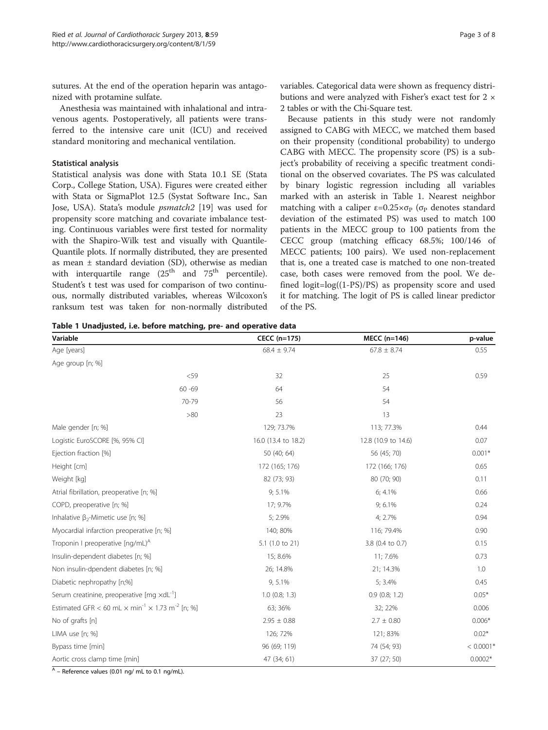sutures. At the end of the operation heparin was antagonized with protamine sulfate.

Anesthesia was maintained with inhalational and intravenous agents. Postoperatively, all patients were transferred to the intensive care unit (ICU) and received standard monitoring and mechanical ventilation.

### Statistical analysis

Statistical analysis was done with Stata 10.1 SE (Stata Corp., College Station, USA). Figures were created either with Stata or SigmaPlot 12.5 (Systat Software Inc., San Jose, USA). Stata's module *psmatch2* [19] was used for propensity score matching and covariate imbalance testing. Continuous variables were first tested for normality with the Shapiro-Wilk test and visually with Quantile-Quantile plots. If normally distributed, they are presented as mean ± standard deviation (SD), otherwise as median with interquartile range ($25^{th}$ and $75^{th}$ percentile). Student's t test was used for comparison of two continuous, normally distributed variables, whereas Wilcoxon's ranksum test was taken for non-normally distributed variables. Categorical data were shown as frequency distributions and were analyzed with Fisher's exact test for 2 × 2 tables or with the Chi-Square test.

Because patients in this study were not randomly assigned to CABG with MECC, we matched them based on their propensity (conditional probability) to undergo CABG with MECC. The propensity score (PS) is a subject's probability of receiving a specific treatment conditional on the observed covariates. The PS was calculated by binary logistic regression including all variables marked with an asterisk in Table 1. Nearest neighbor matching with a caliper $\varepsilon = 0.25 \times \sigma_P$ ($\sigma_P$ denotes standard deviation of the estimated PS) was used to match 100 patients in the MECC group to 100 patients from the CECC group (matching efficacy 68.5%; 100/146 of MECC patients; 100 pairs). We used non-replacement that is, one a treated case is matched to one non-treated case, both cases were removed from the pool. We defined logit=log((1-PS)/PS) as propensity score and used it for matching. The logit of PS is called linear predictor of the PS.

**Table 1 Unadjusted, i.e. before matching, pre- and operative data**

| Variable | | CECC (n=175) | MECC (n=146) | p-value |
|---|---|---|---|---|
| Age [years] | | 68.4 ± 9.74 | 67.8 ± 8.74 | 0.55 |
| Age group [n; %] | | | | |
| | <59 | 32 | 25 | 0.59 |
| | 60 -69 | 64 | 54 | |
| | 70-79 | 56 | 54 | |
| | >80 | 23 | 13 | |
| Male gender [n; %] | | 129; 73.7% | 113; 77.3% | 0.44 |
| Logistic EuroSCORE [%, 95% CI] | | 16.0 (13.4 to 18.2) | 12.8 (10.9 to 14.6) | 0.07 |
| Ejection fraction [%] | | 50 (40; 64) | 56 (45; 70) | 0.001* |
| Height [cm] | | 172 (165; 176) | 172 (166; 176) | 0.65 |
| Weight [kg] | | 82 (73; 93) | 80 (70; 90) | 0.11 |
| Atrial fibrillation, preoperative [n; %] | | 9; 5.1% | 6; 4.1% | 0.66 |
| COPD, preoperative [n; %] | | 17; 9.7% | 9; 6.1% | 0.24 |
| Inhalative $\beta_2$-Mimetic use [n; %] | | 5; 2.9% | 4; 2.7% | 0.94 |
| Myocardial infarction preoperative [n; %] | | 140; 80% | 116; 79.4% | 0.90 |
| Troponin I preoperative [ng/mL][A] | | 5.1 (1.0 to 21) | 3.8 (0.4 to 0.7) | 0.15 |
| Insulin-dependent diabetes [n; %] | | 15; 8.6% | 11; 7.6% | 0.73 |
| Non insulin-dpendent diabetes [n; %] | | 26; 14.8% | 21; 14.3% | 1.0 |
| Diabetic nephropathy [n;%] | | 9, 5.1% | 5; 3.4% | 0.45 |
| Serum creatinine, preoperative [mg ×dL$^{-1}$] | | 1.0 (0.8; 1.3) | 0.9 (0.8; 1.2) | 0.05* |
| Estimated GFR < 60 mL × min$^{-1}$ × 1.73 m$^{-2}$ [n; %] | | 63; 36% | 32; 22% | 0.006 |
| No of grafts [n] | | 2.95 ± 0.88 | 2.7 ± 0.80 | 0.006* |
| LIMA use [n; %] | | 126; 72% | 121; 83% | 0.02* |
| Bypass time [min] | | 96 (69; 119) | 74 (54; 93) | < 0.0001* |
| Aortic cross clamp time [min] | | 47 (34; 61) | 37 (27; 50) | 0.0002* |

[A] – Reference values (0.01 ng/ mL to 0.1 ng/mL).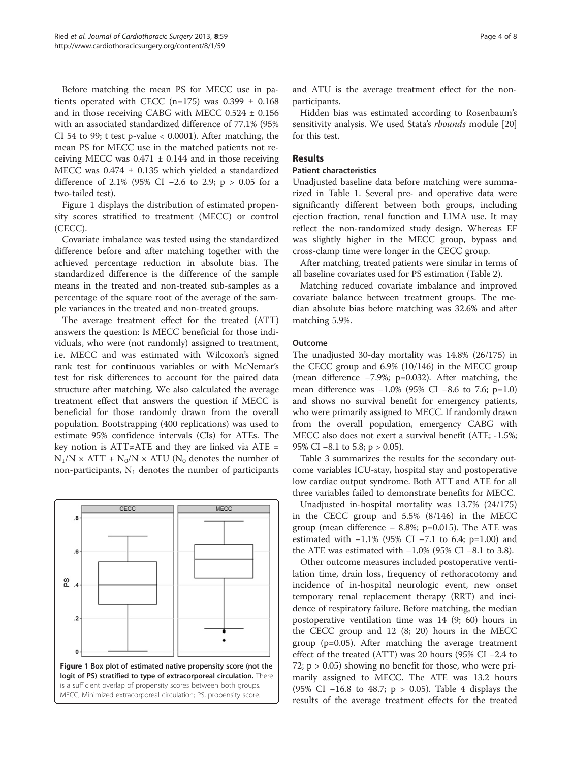Before matching the mean PS for MECC use in patients operated with CECC (n=175) was 0.399 ± 0.168 and in those receiving CABG with MECC 0.524 ± 0.156 with an associated standardized difference of 77.1% (95% CI 54 to 99; t test p-value < 0.0001). After matching, the mean PS for MECC use in the matched patients not receiving MECC was 0.471 ± 0.144 and in those receiving MECC was 0.474 ± 0.135 which yielded a standardized difference of 2.1% (95% CI −2.6 to 2.9; p > 0.05 for a two-tailed test).

Figure 1 displays the distribution of estimated propensity scores stratified to treatment (MECC) or control (CECC).

Covariate imbalance was tested using the standardized difference before and after matching together with the achieved percentage reduction in absolute bias. The standardized difference is the difference of the sample means in the treated and non-treated sub-samples as a percentage of the square root of the average of the sample variances in the treated and non-treated groups.

The average treatment effect for the treated (ATT) answers the question: Is MECC beneficial for those individuals, who were (not randomly) assigned to treatment, i.e. MECC and was estimated with Wilcoxon's signed rank test for continuous variables or with McNemar's test for risk differences to account for the paired data structure after matching. We also calculated the average treatment effect that answers the question if MECC is beneficial for those randomly drawn from the overall population. Bootstrapping (400 replications) was used to estimate 95% confidence intervals (CIs) for ATEs. The key notion is ATT≠ATE and they are linked via $ATE = N_1/N \times ATT + N_0/N \times ATU$ ($N_0$ denotes the number of non-participants, $N_1$ denotes the number of participants and ATU is the average treatment effect for the non-participants.

**Figure 1 Box plot of estimated native propensity score (not the logit of PS) stratified to type of extracorporeal circulation.** There is a sufficient overlap of propensity scores between both groups. MECC, Minimized extracorporeal circulation; PS, propensity score.

Hidden bias was estimated according to Rosenbaum's sensitivity analysis. We used Stata's *rbounds* module [20] for this test.

## Results

### Patient characteristics

Unadjusted baseline data before matching were summarized in Table 1. Several pre- and operative data were significantly different between both groups, including ejection fraction, renal function and LIMA use. It may reflect the non-randomized study design. Whereas EF was slightly higher in the MECC group, bypass and cross-clamp time were longer in the CECC group.

After matching, treated patients were similar in terms of all baseline covariates used for PS estimation (Table 2).

Matching reduced covariate imbalance and improved covariate balance between treatment groups. The median absolute bias before matching was 32.6% and after matching 5.9%.

### Outcome

The unadjusted 30-day mortality was 14.8% (26/175) in the CECC group and 6.9% (10/146) in the MECC group (mean difference −7.9%; p=0.032). After matching, the mean difference was −1.0% (95% CI −8.6 to 7.6; p=1.0) and shows no survival benefit for emergency patients, who were primarily assigned to MECC. If randomly drawn from the overall population, emergency CABG with MECC also does not exert a survival benefit (ATE; -1.5%; 95% CI −8.1 to 5.8; p > 0.05).

Table 3 summarizes the results for the secondary outcome variables ICU-stay, hospital stay and postoperative low cardiac output syndrome. Both ATT and ATE for all three variables failed to demonstrate benefits for MECC.

Unadjusted in-hospital mortality was 13.7% (24/175) in the CECC group and 5.5% (8/146) in the MECC group (mean difference – 8.8%; p=0.015). The ATE was estimated with −1.1% (95% CI −7.1 to 6.4; p=1.00) and the ATE was estimated with −1.0% (95% CI −8.1 to 3.8).

Other outcome measures included postoperative ventilation time, drain loss, frequency of rethoracotomy and incidence of in-hospital neurologic event, new onset temporary renal replacement therapy (RRT) and incidence of respiratory failure. Before matching, the median postoperative ventilation time was 14 (9; 60) hours in the CECC group and 12 (8; 20) hours in the MECC group (p=0.05). After matching the average treatment effect of the treated (ATT) was 20 hours (95% CI −2.4 to 72; p > 0.05) showing no benefit for those, who were primarily assigned to MECC. The ATE was 13.2 hours (95% CI −16.8 to 48.7; p > 0.05). Table 4 displays the results of the average treatment effects for the treated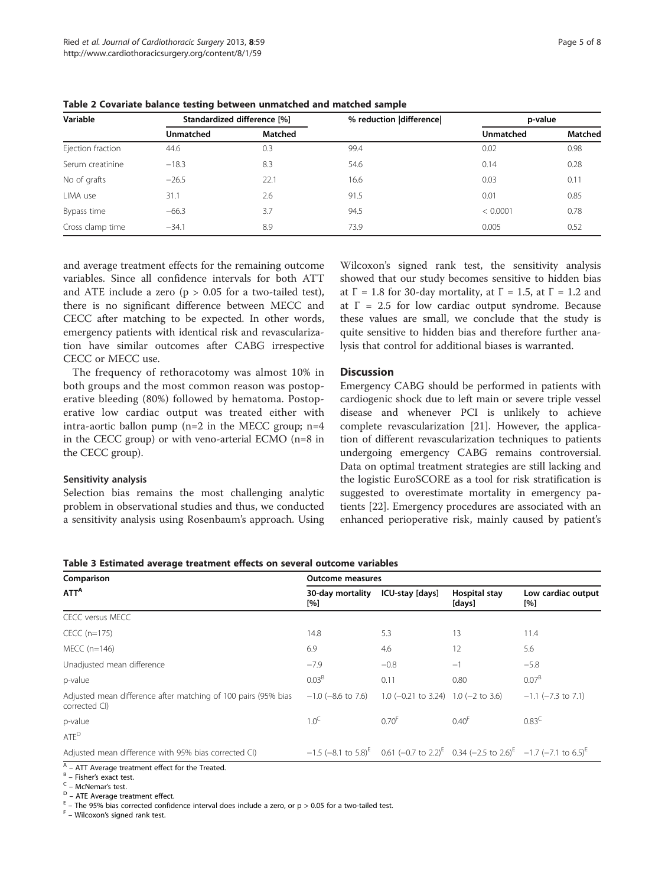**Table 2 Covariate balance testing between unmatched and matched sample**

| Variable | Standardized difference [%] | | % reduction \|difference\| | p-value | |
|---|---|---|---|---|---|
| | Unmatched | Matched | | Unmatched | Matched |
| Ejection fraction | 44.6 | 0.3 | 99.4 | 0.02 | 0.98 |
| Serum creatinine | −18.3 | 8.3 | 54.6 | 0.14 | 0.28 |
| No of grafts | −26.5 | 22.1 | 16.6 | 0.03 | 0.11 |
| LIMA use | 31.1 | 2.6 | 91.5 | 0.01 | 0.85 |
| Bypass time | −66.3 | 3.7 | 94.5 | < 0.0001 | 0.78 |
| Cross clamp time | −34.1 | 8.9 | 73.9 | 0.005 | 0.52 |

and average treatment effects for the remaining outcome variables. Since all confidence intervals for both ATT and ATE include a zero ($p > 0.05$ for a two-tailed test), there is no significant difference between MECC and CECC after matching to be expected. In other words, emergency patients with identical risk and revascularization have similar outcomes after CABG irrespective CECC or MECC use.

The frequency of rethoracotomy was almost 10% in both groups and the most common reason was postoperative bleeding (80%) followed by hematoma. Postoperative low cardiac output was treated either with intra-aortic ballon pump (n=2 in the MECC group; n=4 in the CECC group) or with veno-arterial ECMO (n=8 in the CECC group).

### Sensitivity analysis

Selection bias remains the most challenging analytic problem in observational studies and thus, we conducted a sensitivity analysis using Rosenbaum's approach. Using Wilcoxon's signed rank test, the sensitivity analysis showed that our study becomes sensitive to hidden bias at $\Gamma = 1.8$ for 30-day mortality, at $\Gamma = 1.5$, at $\Gamma = 1.2$ and at $\Gamma = 2.5$ for low cardiac output syndrome. Because these values are small, we conclude that the study is quite sensitive to hidden bias and therefore further analysis that control for additional biases is warranted.

## Discussion

Emergency CABG should be performed in patients with cardiogenic shock due to left main or severe triple vessel disease and whenever PCI is unlikely to achieve complete revascularization [21]. However, the application of different revascularization techniques to patients undergoing emergency CABG remains controversial. Data on optimal treatment strategies are still lacking and the logistic EuroSCORE as a tool for risk stratification is suggested to overestimate mortality in emergency patients [22]. Emergency procedures are associated with an enhanced perioperative risk, mainly caused by patient's

**Table 3 Estimated average treatment effects on several outcome variables**

| Comparison | Outcome measures | | | |
|---|---|---|---|---|
| ATT[A] | 30-day mortality [%] | ICU-stay [days] | Hospital stay [days] | Low cardiac output [%] |
| CECC versus MECC | | | | |
| CECC (n=175) | 14.8 | 5.3 | 13 | 11.4 |
| MECC (n=146) | 6.9 | 4.6 | 12 | 5.6 |
| Unadjusted mean difference | −7.9 | −0.8 | −1 | −5.8 |
| p-value | 0.03[B] | 0.11 | 0.80 | 0.07[B] |
| Adjusted mean difference after matching of 100 pairs (95% bias corrected CI) | −1.0 (−8.6 to 7.6) | 1.0 (−0.21 to 3.24) | 1.0 (−2 to 3.6) | −1.1 (−7.3 to 7.1) |
| p-value | 1.0[C] | 0.70[F] | 0.40[F] | 0.83[C] |
| ATE[D] | | | | |
| Adjusted mean difference with 95% bias corrected CI) | −1.5 (−8.1 to 5.8)[E] | 0.61 (−0.7 to 2.2)[E] | 0.34 (−2.5 to 2.6)[E] | −1.7 (−7.1 to 6.5)[E] |

[A] – ATT Average treatment effect for the Treated.
[B] – Fisher's exact test.
[C] – McNemar's test.
[D] – ATE Average treatment effect.
[E] – The 95% bias corrected confidence interval does include a zero, or $p > 0.05$ for a two-tailed test.
[F] – Wilcoxon's signed rank test.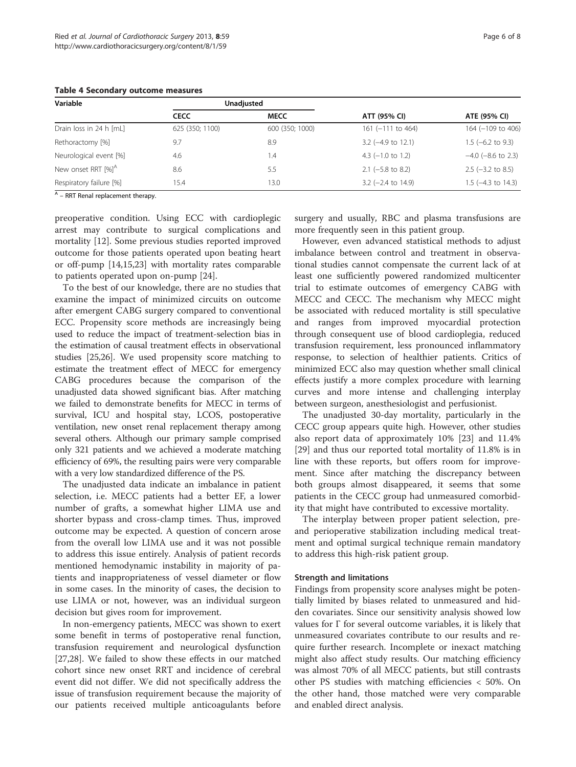**Table 4 Secondary outcome measures**

| Variable | Unadjusted | | ATT (95% CI) | ATE (95% CI) |
|---|---|---|---|---|
| | CECC | MECC | | |
| Drain loss in 24 h [mL] | 625 (350; 1100) | 600 (350; 1000) | 161 (−111 to 464) | 164 (−109 to 406) |
| Rethoractomy [%] | 9.7 | 8.9 | 3.2 (−4.9 to 12.1) | 1.5 (−6.2 to 9.3) |
| Neurological event [%] | 4.6 | 1.4 | 4.3 (−1.0 to 1.2) | −4.0 (−8.6 to 2.3) |
| New onset RRT [%][A] | 8.6 | 5.5 | 2.1 (−5.8 to 8.2) | 2.5 (−3.2 to 8.5) |
| Respiratory failure [%] | 15.4 | 13.0 | 3.2 (−2.4 to 14.9) | 1.5 (−4.3 to 14.3) |

[A] – RRT Renal replacement therapy.

preoperative condition. Using ECC with cardioplegic arrest may contribute to surgical complications and mortality [12]. Some previous studies reported improved outcome for those patients operated upon beating heart or off-pump [14,15,23] with mortality rates comparable to patients operated upon on-pump [24].

To the best of our knowledge, there are no studies that examine the impact of minimized circuits on outcome after emergent CABG surgery compared to conventional ECC. Propensity score methods are increasingly being used to reduce the impact of treatment-selection bias in the estimation of causal treatment effects in observational studies [25,26]. We used propensity score matching to estimate the treatment effect of MECC for emergency CABG procedures because the comparison of the unadjusted data showed significant bias. After matching we failed to demonstrate benefits for MECC in terms of survival, ICU and hospital stay, LCOS, postoperative ventilation, new onset renal replacement therapy among several others. Although our primary sample comprised only 321 patients and we achieved a moderate matching efficiency of 69%, the resulting pairs were very comparable with a very low standardized difference of the PS.

The unadjusted data indicate an imbalance in patient selection, i.e. MECC patients had a better EF, a lower number of grafts, a somewhat higher LIMA use and shorter bypass and cross-clamp times. Thus, improved outcome may be expected. A question of concern arose from the overall low LIMA use and it was not possible to address this issue entirely. Analysis of patient records mentioned hemodynamic instability in majority of patients and inappropriateness of vessel diameter or flow in some cases. In the minority of cases, the decision to use LIMA or not, however, was an individual surgeon decision but gives room for improvement.

In non-emergency patients, MECC was shown to exert some benefit in terms of postoperative renal function, transfusion requirement and neurological dysfunction [27,28]. We failed to show these effects in our matched cohort since new onset RRT and incidence of cerebral event did not differ. We did not specifically address the issue of transfusion requirement because the majority of our patients received multiple anticoagulants before surgery and usually, RBC and plasma transfusions are more frequently seen in this patient group.

However, even advanced statistical methods to adjust imbalance between control and treatment in observational studies cannot compensate the current lack of at least one sufficiently powered randomized multicenter trial to estimate outcomes of emergency CABG with MECC and CECC. The mechanism why MECC might be associated with reduced mortality is still speculative and ranges from improved myocardial protection through consequent use of blood cardioplegia, reduced transfusion requirement, less pronounced inflammatory response, to selection of healthier patients. Critics of minimized ECC also may question whether small clinical effects justify a more complex procedure with learning curves and more intense and challenging interplay between surgeon, anesthesiologist and perfusionist.

The unadjusted 30-day mortality, particularly in the CECC group appears quite high. However, other studies also report data of approximately 10% [23] and 11.4% [29] and thus our reported total mortality of 11.8% is in line with these reports, but offers room for improvement. Since after matching the discrepancy between both groups almost disappeared, it seems that some patients in the CECC group had unmeasured comorbidity that might have contributed to excessive mortality.

The interplay between proper patient selection, pre- and perioperative stabilization including medical treatment and optimal surgical technique remain mandatory to address this high-risk patient group.

### Strength and limitations

Findings from propensity score analyses might be potentially limited by biases related to unmeasured and hidden covariates. Since our sensitivity analysis showed low values for Γ for several outcome variables, it is likely that unmeasured covariates contribute to our results and require further research. Incomplete or inexact matching might also affect study results. Our matching efficiency was almost 70% of all MECC patients, but still contrasts other PS studies with matching efficiencies < 50%. On the other hand, those matched were very comparable and enabled direct analysis.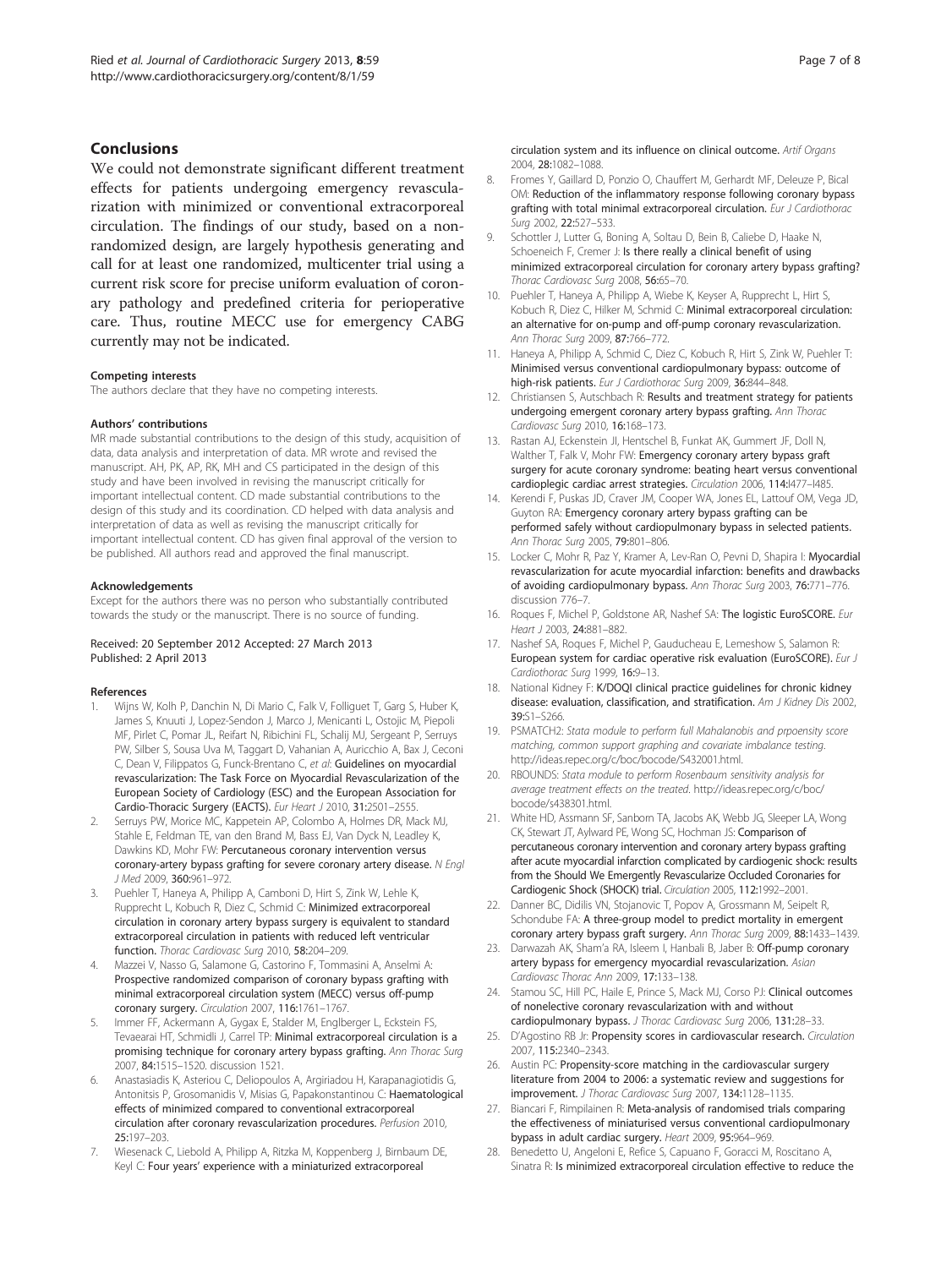## Conclusions

We could not demonstrate significant different treatment effects for patients undergoing emergency revascularization with minimized or conventional extracorporeal circulation. The findings of our study, based on a non-randomized design, are largely hypothesis generating and call for at least one randomized, multicenter trial using a current risk score for precise uniform evaluation of coronary pathology and predefined criteria for perioperative care. Thus, routine MECC use for emergency CABG currently may not be indicated.

#### Competing interests

The authors declare that they have no competing interests.

#### Authors' contributions

MR made substantial contributions to the design of this study, acquisition of data, data analysis and interpretation of data. MR wrote and revised the manuscript. AH, PK, AP, RK, MH and CS participated in the design of this study and have been involved in revising the manuscript critically for important intellectual content. CD made substantial contributions to the design of this study and its coordination. CD helped with data analysis and interpretation of data as well as revising the manuscript critically for important intellectual content. CD has given final approval of the version to be published. All authors read and approved the final manuscript.

#### Acknowledgements

Except for the authors there was no person who substantially contributed towards the study or the manuscript. There is no source of funding.

Received: 20 September 2012 Accepted: 27 March 2013
Published: 2 April 2013

#### References

1. Wijns W, Kolh P, Danchin N, Di Mario C, Falk V, Folliguet T, Garg S, Huber K, James S, Knuuti J, Lopez-Sendon J, Marco J, Menicanti L, Ostojic M, Piepoli MF, Pirlet C, Pomar JL, Reifart N, Ribichini FL, Schalij MJ, Sergeant P, Serruys PW, Silber S, Sousa Uva M, Taggart D, Vahanian A, Auricchio A, Bax J, Ceconi C, Dean V, Filippatos G, Funck-Brentano C, *et al*: **Guidelines on myocardial revascularization: The Task Force on Myocardial Revascularization of the European Society of Cardiology (ESC) and the European Association for Cardio-Thoracic Surgery (EACTS).** *Eur Heart J* 2010, **31:**2501–2555.
2. Serruys PW, Morice MC, Kappetein AP, Colombo A, Holmes DR, Mack MJ, Stahle E, Feldman TE, van den Brand M, Bass EJ, Van Dyck N, Leadley K, Dawkins KD, Mohr FW: **Percutaneous coronary intervention versus coronary-artery bypass grafting for severe coronary artery disease.** *N Engl J Med* 2009, **360:**961–972.
3. Puehler T, Haneya A, Philipp A, Camboni D, Hirt S, Zink W, Lehle K, Rupprecht L, Kobuch R, Diez C, Schmid C: **Minimized extracorporeal circulation in coronary artery bypass surgery is equivalent to standard extracorporeal circulation in patients with reduced left ventricular function.** *Thorac Cardiovasc Surg* 2010, **58:**204–209.
4. Mazzei V, Nasso G, Salamone G, Castorino F, Tommasini A, Anselmi A: **Prospective randomized comparison of coronary bypass grafting with minimal extracorporeal circulation system (MECC) versus off-pump coronary surgery.** *Circulation* 2007, **116:**1761–1767.
5. Immer FF, Ackermann A, Gygax E, Stalder M, Englberger L, Eckstein FS, Tevaearai HT, Schmidli J, Carrel TP: **Minimal extracorporeal circulation is a promising technique for coronary artery bypass grafting.** *Ann Thorac Surg* 2007, **84:**1515–1520. discussion 1521.
6. Anastasiadis K, Asteriou C, Deliopoulos A, Argiriadou H, Karapanagiotidis G, Antonitsis P, Grosomanidis V, Misias G, Papakonstantinou C: **Haematological effects of minimized compared to conventional extracorporeal circulation after coronary revascularization procedures.** *Perfusion* 2010, **25:**197–203.
7. Wiesenack C, Liebold A, Philipp A, Ritzka M, Koppenberg J, Birnbaum DE, Keyl C: **Four years' experience with a miniaturized extracorporeal circulation system and its influence on clinical outcome.** *Artif Organs* 2004, **28:**1082–1088.
8. Fromes Y, Gaillard D, Ponzio O, Chauffert M, Gerhardt MF, Deleuze P, Bical OM: **Reduction of the inflammatory response following coronary bypass grafting with total minimal extracorporeal circulation.** *Eur J Cardiothorac Surg* 2002, **22:**527–533.
9. Schottler J, Lutter G, Boning A, Soltau D, Bein B, Caliebe D, Haake N, Schoeneich F, Cremer J: **Is there really a clinical benefit of using minimized extracorporeal circulation for coronary artery bypass grafting?** *Thorac Cardiovasc Surg* 2008, **56:**65–70.
10. Puehler T, Haneya A, Philipp A, Wiebe K, Keyser A, Rupprecht L, Hirt S, Kobuch R, Diez C, Hilker M, Schmid C: **Minimal extracorporeal circulation: an alternative for on-pump and off-pump coronary revascularization.** *Ann Thorac Surg* 2009, **87:**766–772.
11. Haneya A, Philipp A, Schmid C, Diez C, Kobuch R, Hirt S, Zink W, Puehler T: **Minimised versus conventional cardiopulmonary bypass: outcome of high-risk patients.** *Eur J Cardiothorac Surg* 2009, **36:**844–848.
12. Christiansen S, Autschbach R: **Results and treatment strategy for patients undergoing emergent coronary artery bypass grafting.** *Ann Thorac Cardiovasc Surg* 2010, **16:**168–173.
13. Rastan AJ, Eckenstein JI, Hentschel B, Funkat AK, Gummert JF, Doll N, Walther T, Falk V, Mohr FW: **Emergency coronary artery bypass graft surgery for acute coronary syndrome: beating heart versus conventional cardioplegic cardiac arrest strategies.** *Circulation* 2006, **114:**I477–I485.
14. Kerendi F, Puskas JD, Craver JM, Cooper WA, Jones EL, Lattouf OM, Vega JD, Guyton RA: **Emergency coronary artery bypass grafting can be performed safely without cardiopulmonary bypass in selected patients.** *Ann Thorac Surg* 2005, **79:**801–806.
15. Locker C, Mohr R, Paz Y, Kramer A, Lev-Ran O, Pevni D, Shapira I: **Myocardial revascularization for acute myocardial infarction: benefits and drawbacks of avoiding cardiopulmonary bypass.** *Ann Thorac Surg* 2003, **76:**771–776. discussion 776–7.
16. Roques F, Michel P, Goldstone AR, Nashef SA: **The logistic EuroSCORE.** *Eur Heart J* 2003, **24:**881–882.
17. Nashef SA, Roques F, Michel P, Gauducheau E, Lemeshow S, Salamon R: **European system for cardiac operative risk evaluation (EuroSCORE).** *Eur J Cardiothorac Surg* 1999, **16:**9–13.
18. National Kidney F: **K/DOQI clinical practice guidelines for chronic kidney disease: evaluation, classification, and stratification.** *Am J Kidney Dis* 2002, **39:**S1–S266.
19. PSMATCH2: *Stata module to perform full Mahalanobis and prpoensity score matching, common support graphing and covariate imbalance testing.* http://ideas.repec.org/c/boc/bocode/S432001.html.
20. RBOUNDS: *Stata module to perform Rosenbaum sensitivity analysis for average treatment effects on the treated.* http://ideas.repec.org/c/boc/bocode/s438301.html.
21. White HD, Assmann SF, Sanborn TA, Jacobs AK, Webb JG, Sleeper LA, Wong CK, Stewart JT, Aylward PE, Wong SC, Hochman JS: **Comparison of percutaneous coronary intervention and coronary artery bypass grafting after acute myocardial infarction complicated by cardiogenic shock: results from the Should We Emergently Revascularize Occluded Coronaries for Cardiogenic Shock (SHOCK) trial.** *Circulation* 2005, **112:**1992–2001.
22. Danner BC, Didilis VN, Stojanovic T, Popov A, Grossmann M, Seipelt R, Schondube FA: **A three-group model to predict mortality in emergent coronary artery bypass graft surgery.** *Ann Thorac Surg* 2009, **88:**1433–1439.
23. Darwazah AK, Sham'a RA, Isleem I, Hanbali B, Jaber B: **Off-pump coronary artery bypass for emergency myocardial revascularization.** *Asian Cardiovasc Thorac Ann* 2009, **17:**133–138.
24. Stamou SC, Hill PC, Haile E, Prince S, Mack MJ, Corso PJ: **Clinical outcomes of nonelective coronary revascularization with and without cardiopulmonary bypass.** *J Thorac Cardiovasc Surg* 2006, **131:**28–33.
25. D'Agostino RB Jr: **Propensity scores in cardiovascular research.** *Circulation* 2007, **115:**2340–2343.
26. Austin PC: **Propensity-score matching in the cardiovascular surgery literature from 2004 to 2006: a systematic review and suggestions for improvement.** *J Thorac Cardiovasc Surg* 2007, **134:**1128–1135.
27. Biancari F, Rimpilainen R: **Meta-analysis of randomised trials comparing the effectiveness of miniaturised versus conventional cardiopulmonary bypass in adult cardiac surgery.** *Heart* 2009, **95:**964–969.
28. Benedetto U, Angeloni E, Refice S, Capuano F, Goracci M, Roscitano A, Sinatra R: **Is minimized extracorporeal circulation effective to reduce the**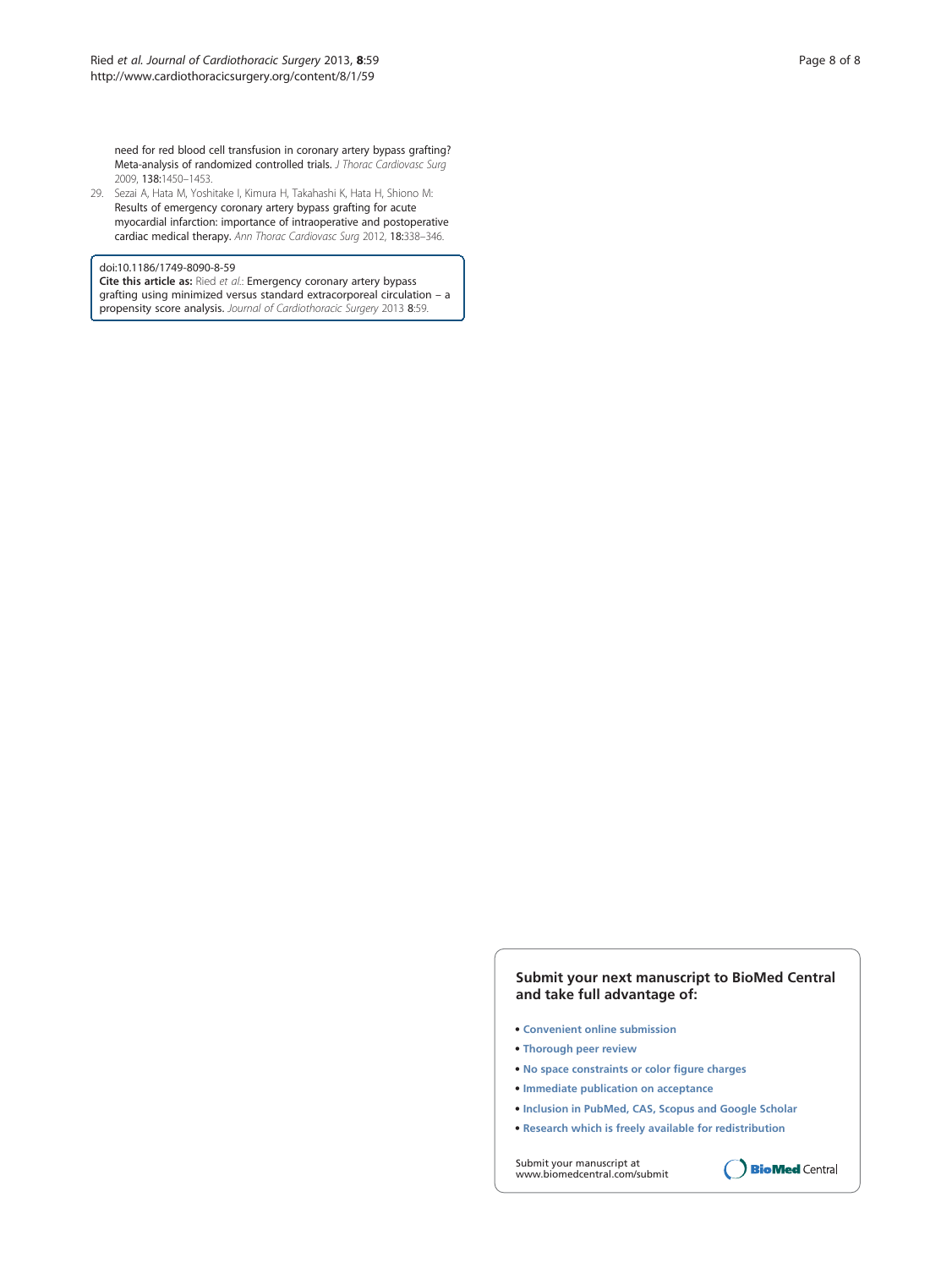need for red blood cell transfusion in coronary artery bypass grafting? Meta-analysis of randomized controlled trials. *J Thorac Cardiovasc Surg* 2009, **138**:1450–1453.

29. Sezai A, Hata M, Yoshitake I, Kimura H, Takahashi K, Hata H, Shiono M: Results of emergency coronary artery bypass grafting for acute myocardial infarction: importance of intraoperative and postoperative cardiac medical therapy. *Ann Thorac Cardiovasc Surg* 2012, **18**:338–346.

doi:10.1186/1749-8090-8-59

**Cite this article as:** Ried *et al.*: Emergency coronary artery bypass grafting using minimized versus standard extracorporeal circulation – a propensity score analysis. *Journal of Cardiothoracic Surgery* 2013 **8**:59.

**Submit your next manuscript to BioMed Central and take full advantage of:**

- **Convenient online submission**
- **Thorough peer review**
- **No space constraints or color figure charges**
- **Immediate publication on acceptance**
- **Inclusion in PubMed, CAS, Scopus and Google Scholar**
- **Research which is freely available for redistribution**

Submit your manuscript at
www.biomedcentral.com/submit

BioMed Central